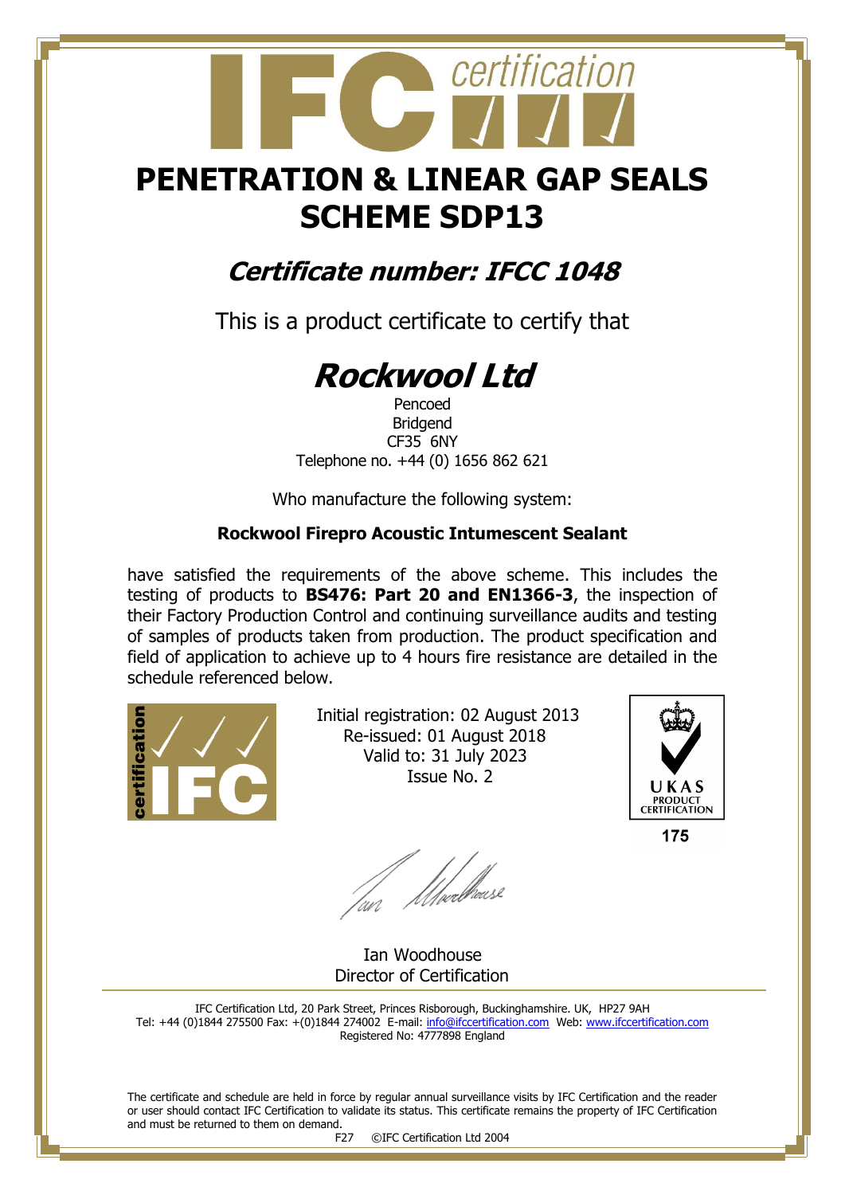IFC certification

# PENETRATION & LINEAR GAP SEALS SCHEME SDP13

## *Certificate number: IFCC 1048*

This is a product certificate to certify that

# *Rockwool Ltd*

Pencoed
Bridgend
CF35 6NY
Telephone no. +44 (0) 1656 862 621

Who manufacture the following system:

**Rockwool Firepro Acoustic Intumescent Sealant**

have satisfied the requirements of the above scheme. This includes the testing of products to **BS476: Part 20 and EN1366-3**, the inspection of their Factory Production Control and continuing surveillance audits and testing of samples of products taken from production. The product specification and field of application to achieve up to 4 hours fire resistance are detailed in the schedule referenced below.

Initial registration: 02 August 2013
Re-issued: 01 August 2018
Valid to: 31 July 2023
Issue No. 2

UKAS PRODUCT CERTIFICATION 175

Ian Woodhouse
Director of Certification

IFC Certification Ltd, 20 Park Street, Princes Risborough, Buckinghamshire. UK, HP27 9AH
Tel: +44 (0)1844 275500 Fax: +(0)1844 274002 E-mail: info@ifccertification.com Web: www.ifccertification.com
Registered No: 4777898 England

The certificate and schedule are held in force by regular annual surveillance visits by IFC Certification and the reader or user should contact IFC Certification to validate its status. This certificate remains the property of IFC Certification and must be returned to them on demand.

F27 ©IFC Certification Ltd 2004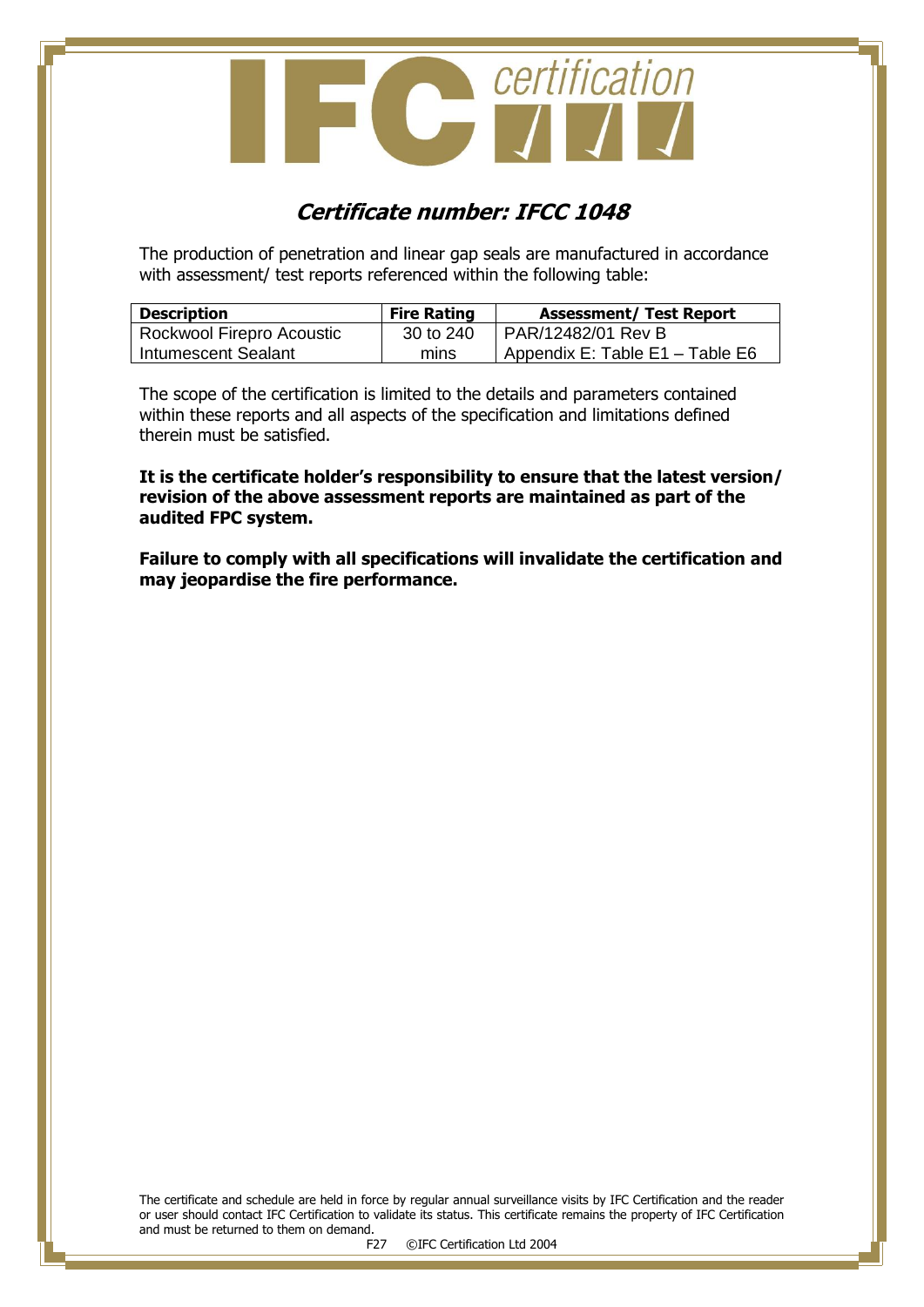## *Certificate number: IFCC 1048*

The production of penetration and linear gap seals are manufactured in accordance with assessment/ test reports referenced within the following table:

| Description | Fire Rating | Assessment/ Test Report |
|---|---|---|
| Rockwool Firepro Acoustic Intumescent Sealant | 30 to 240 mins | PAR/12482/01 Rev B Appendix E: Table E1 – Table E6 |

The scope of the certification is limited to the details and parameters contained within these reports and all aspects of the specification and limitations defined therein must be satisfied.

**It is the certificate holder's responsibility to ensure that the latest version/ revision of the above assessment reports are maintained as part of the audited FPC system.**

**Failure to comply with all specifications will invalidate the certification and may jeopardise the fire performance.**

The certificate and schedule are held in force by regular annual surveillance visits by IFC Certification and the reader or user should contact IFC Certification to validate its status. This certificate remains the property of IFC Certification and must be returned to them on demand.

F27 ©IFC Certification Ltd 2004